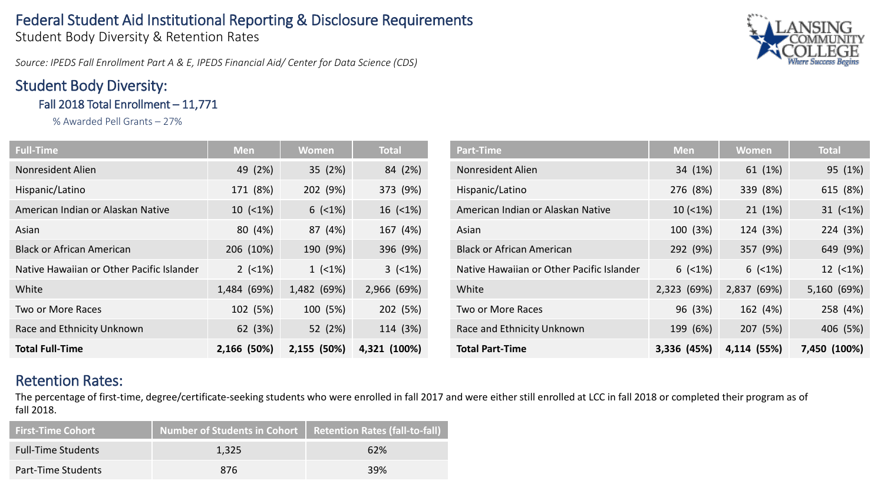# Federal Student Aid Institutional Reporting & Disclosure Requirements

Student Body Diversity & Retention Rates

*Source: IPEDS Fall Enrollment Part A & E, IPEDS Financial Aid/ Center for Data Science (CDS)*

## Student Body Diversity:

### Fall 2018 Total Enrollment – 11,771

% Awarded Pell Grants – 27%

| Full-Time | Men | Women | Total |
|---|---|---|---|
| Nonresident Alien | 49 (2%) | 35 (2%) | 84 (2%) |
| Hispanic/Latino | 171 (8%) | 202 (9%) | 373 (9%) |
| American Indian or Alaskan Native | 10 (<1%) | 6 (<1%) | 16 (<1%) |
| Asian | 80 (4%) | 87 (4%) | 167 (4%) |
| Black or African American | 206 (10%) | 190 (9%) | 396 (9%) |
| Native Hawaiian or Other Pacific Islander | 2 (<1%) | 1 (<1%) | 3 (<1%) |
| White | 1,484 (69%) | 1,482 (69%) | 2,966 (69%) |
| Two or More Races | 102 (5%) | 100 (5%) | 202 (5%) |
| Race and Ethnicity Unknown | 62 (3%) | 52 (2%) | 114 (3%) |
| **Total Full-Time** | **2,166 (50%)** | **2,155 (50%)** | **4,321 (100%)** |

| Part-Time | Men | Women | Total |
|---|---|---|---|
| Nonresident Alien | 34 (1%) | 61 (1%) | 95 (1%) |
| Hispanic/Latino | 276 (8%) | 339 (8%) | 615 (8%) |
| American Indian or Alaskan Native | 10 (<1%) | 21 (1%) | 31 (<1%) |
| Asian | 100 (3%) | 124 (3%) | 224 (3%) |
| Black or African American | 292 (9%) | 357 (9%) | 649 (9%) |
| Native Hawaiian or Other Pacific Islander | 6 (<1%) | 6 (<1%) | 12 (<1%) |
| White | 2,323 (69%) | 2,837 (69%) | 5,160 (69%) |
| Two or More Races | 96 (3%) | 162 (4%) | 258 (4%) |
| Race and Ethnicity Unknown | 199 (6%) | 207 (5%) | 406 (5%) |
| **Total Part-Time** | **3,336 (45%)** | **4,114 (55%)** | **7,450 (100%)** |

## Retention Rates:

The percentage of first-time, degree/certificate-seeking students who were enrolled in fall 2017 and were either still enrolled at LCC in fall 2018 or completed their program as of fall 2018.

| First-Time Cohort | Number of Students in Cohort | Retention Rates (fall-to-fall) |
|---|---|---|
| Full-Time Students | 1,325 | 62% |
| Part-Time Students | 876 | 39% |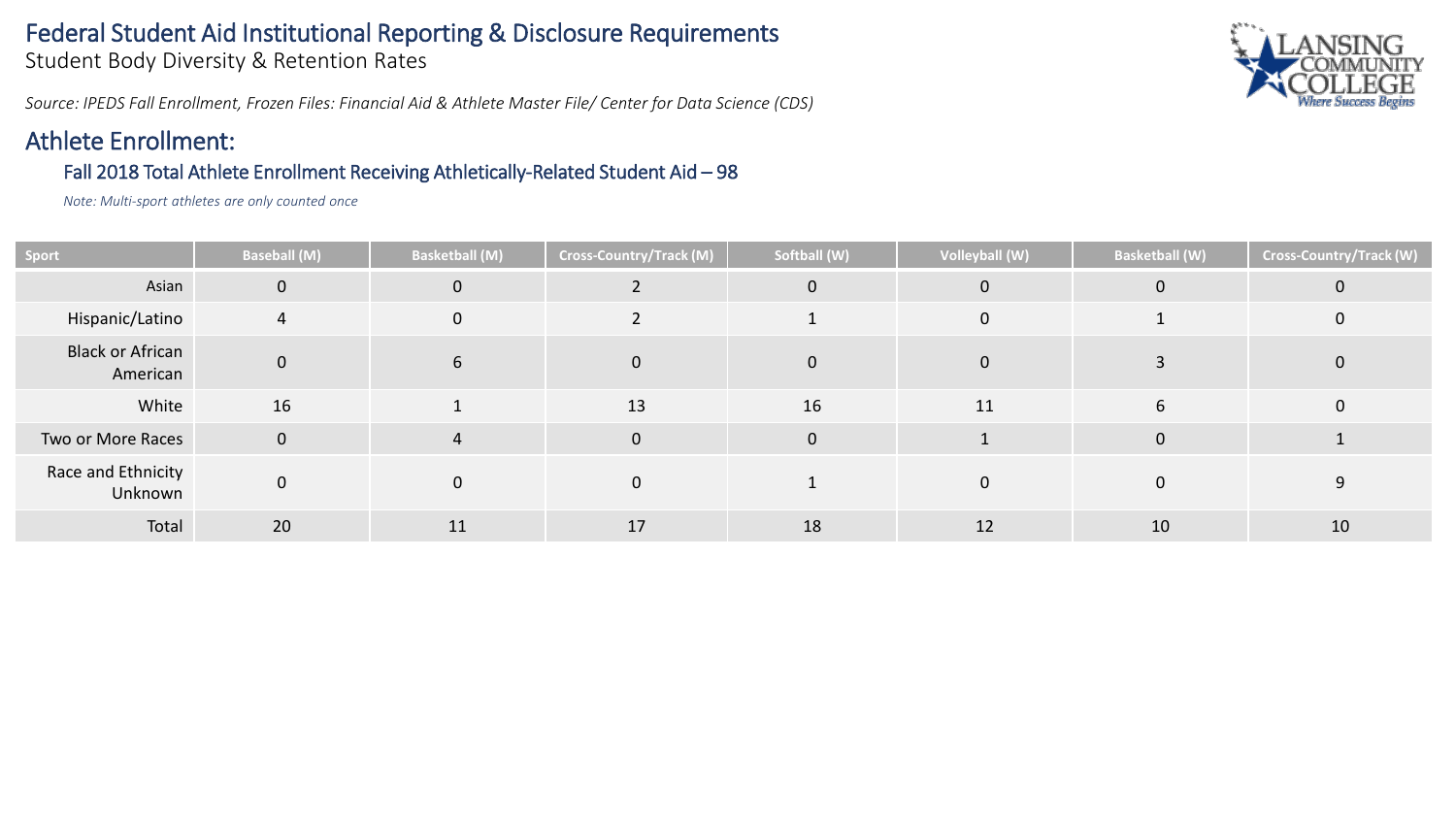# Federal Student Aid Institutional Reporting & Disclosure Requirements

Student Body Diversity & Retention Rates

*Source: IPEDS Fall Enrollment, Frozen Files: Financial Aid & Athlete Master File/ Center for Data Science (CDS)*

## Athlete Enrollment:

### Fall 2018 Total Athlete Enrollment Receiving Athletically-Related Student Aid – 98

*Note: Multi-sport athletes are only counted once*

| Sport | Baseball (M) | Basketball (M) | Cross-Country/Track (M) | Softball (W) | Volleyball (W) | Basketball (W) | Cross-Country/Track (W) |
|---|---|---|---|---|---|---|---|
| Asian | 0 | 0 | 2 | 0 | 0 | 0 | 0 |
| Hispanic/Latino | 4 | 0 | 2 | 1 | 0 | 1 | 0 |
| Black or African American | 0 | 6 | 0 | 0 | 0 | 3 | 0 |
| White | 16 | 1 | 13 | 16 | 11 | 6 | 0 |
| Two or More Races | 0 | 4 | 0 | 0 | 1 | 0 | 1 |
| Race and Ethnicity Unknown | 0 | 0 | 0 | 1 | 0 | 0 | 9 |
| Total | 20 | 11 | 17 | 18 | 12 | 10 | 10 |